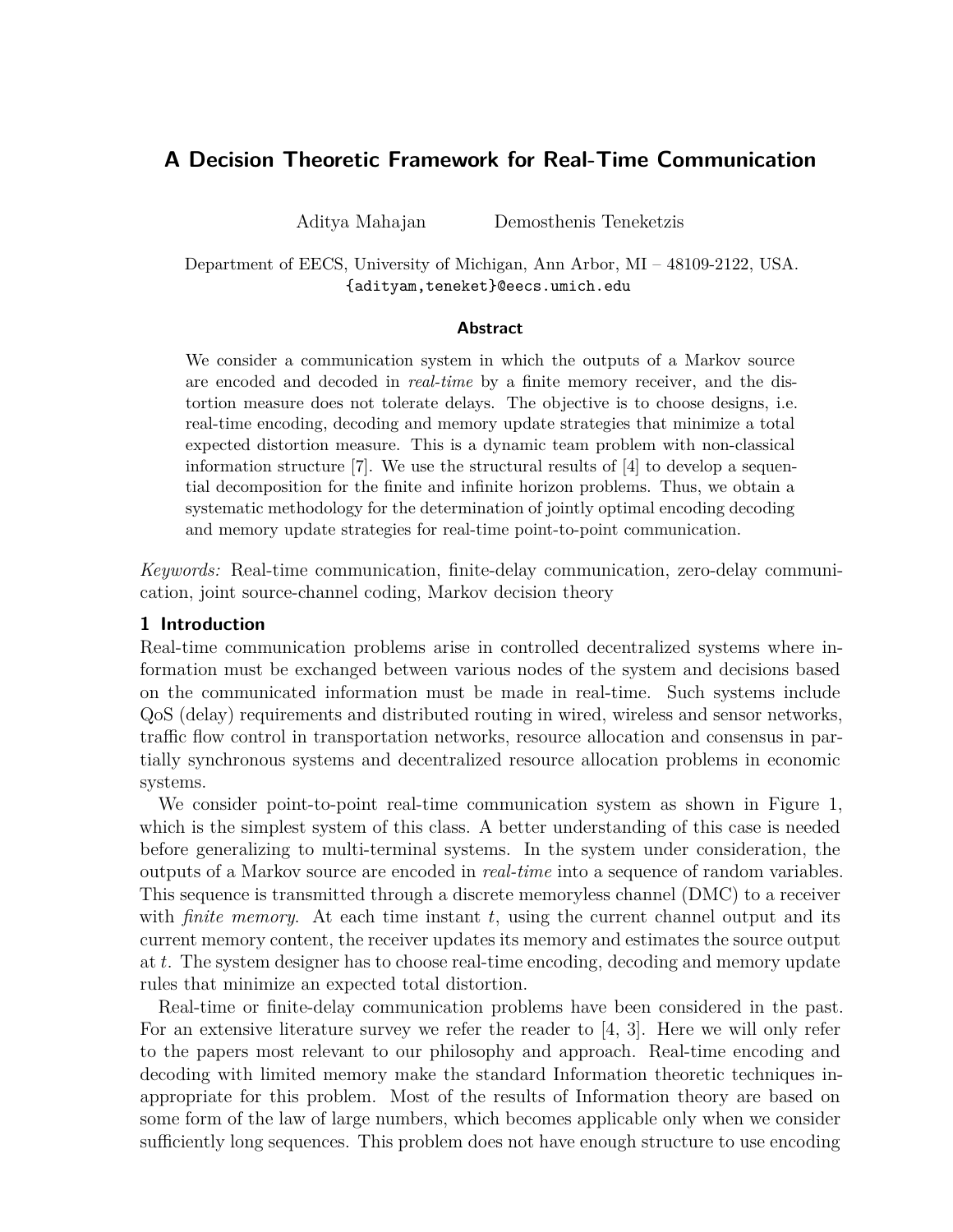# A Decision Theoretic Framework for Real-Time Communication

Aditya Mahajan Demosthenis Teneketzis

Department of EECS, University of Michigan, Ann Arbor, MI – 48109-2122, USA.
{adityam,teneket}@eecs.umich.edu

### Abstract

We consider a communication system in which the outputs of a Markov source are encoded and decoded in *real-time* by a finite memory receiver, and the distortion measure does not tolerate delays. The objective is to choose designs, i.e. real-time encoding, decoding and memory update strategies that minimize a total expected distortion measure. This is a dynamic team problem with non-classical information structure [7]. We use the structural results of [4] to develop a sequential decomposition for the finite and infinite horizon problems. Thus, we obtain a systematic methodology for the determination of jointly optimal encoding decoding and memory update strategies for real-time point-to-point communication.

*Keywords:* Real-time communication, finite-delay communication, zero-delay communication, joint source-channel coding, Markov decision theory

## 1 Introduction

Real-time communication problems arise in controlled decentralized systems where information must be exchanged between various nodes of the system and decisions based on the communicated information must be made in real-time. Such systems include QoS (delay) requirements and distributed routing in wired, wireless and sensor networks, traffic flow control in transportation networks, resource allocation and consensus in partially synchronous systems and decentralized resource allocation problems in economic systems.

We consider point-to-point real-time communication system as shown in Figure 1, which is the simplest system of this class. A better understanding of this case is needed before generalizing to multi-terminal systems. In the system under consideration, the outputs of a Markov source are encoded in *real-time* into a sequence of random variables. This sequence is transmitted through a discrete memoryless channel (DMC) to a receiver with *finite memory*. At each time instant $t$, using the current channel output and its current memory content, the receiver updates its memory and estimates the source output at $t$. The system designer has to choose real-time encoding, decoding and memory update rules that minimize an expected total distortion.

Real-time or finite-delay communication problems have been considered in the past. For an extensive literature survey we refer the reader to [4, 3]. Here we will only refer to the papers most relevant to our philosophy and approach. Real-time encoding and decoding with limited memory make the standard Information theoretic techniques inappropriate for this problem. Most of the results of Information theory are based on some form of the law of large numbers, which becomes applicable only when we consider sufficiently long sequences. This problem does not have enough structure to use encoding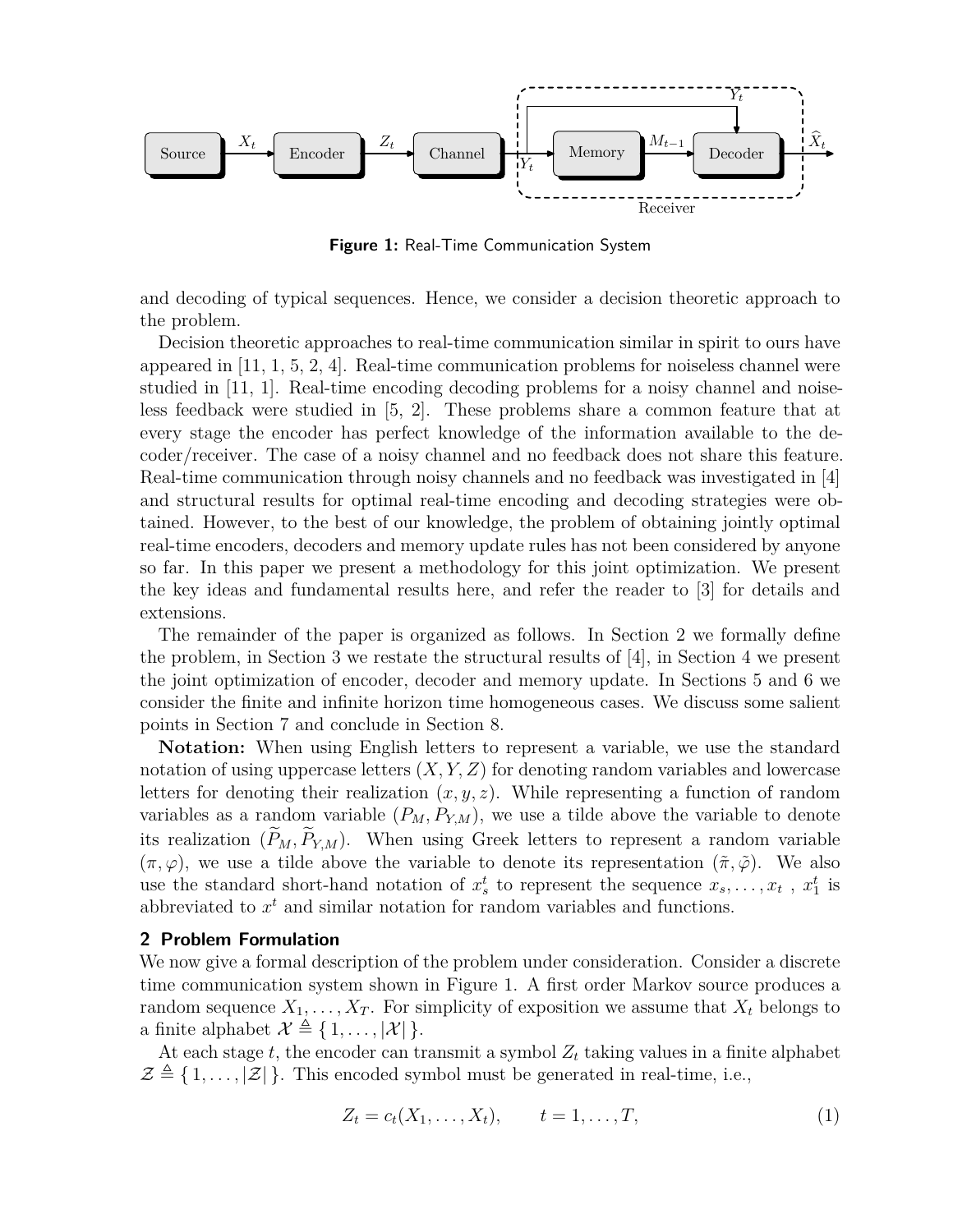Figure 1: Real-Time Communication System

and decoding of typical sequences. Hence, we consider a decision theoretic approach to the problem.

Decision theoretic approaches to real-time communication similar in spirit to ours have appeared in [11, 1, 5, 2, 4]. Real-time communication problems for noiseless channel were studied in [11, 1]. Real-time encoding decoding problems for a noisy channel and noiseless feedback were studied in [5, 2]. These problems share a common feature that at every stage the encoder has perfect knowledge of the information available to the decoder/receiver. The case of a noisy channel and no feedback does not share this feature. Real-time communication through noisy channels and no feedback was investigated in [4] and structural results for optimal real-time encoding and decoding strategies were obtained. However, to the best of our knowledge, the problem of obtaining jointly optimal real-time encoders, decoders and memory update rules has not been considered by anyone so far. In this paper we present a methodology for this joint optimization. We present the key ideas and fundamental results here, and refer the reader to [3] for details and extensions.

The remainder of the paper is organized as follows. In Section 2 we formally define the problem, in Section 3 we restate the structural results of [4], in Section 4 we present the joint optimization of encoder, decoder and memory update. In Sections 5 and 6 we consider the finite and infinite horizon time homogeneous cases. We discuss some salient points in Section 7 and conclude in Section 8.

**Notation:** When using English letters to represent a variable, we use the standard notation of using uppercase letters $(X, Y, Z)$ for denoting random variables and lowercase letters for denoting their realization $(x, y, z)$. While representing a function of random variables as a random variable $(P_M, P_{Y,M})$, we use a tilde above the variable to denote its realization $(\widetilde{P}_M, \widetilde{P}_{Y,M})$. When using Greek letters to represent a random variable $(\pi, \varphi)$, we use a tilde above the variable to denote its representation $(\tilde{\pi}, \tilde{\varphi})$. We also use the standard short-hand notation of $x_s^t$ to represent the sequence $x_s, \dots, x_t$ , $x_1^t$ is abbreviated to $x^t$ and similar notation for random variables and functions.

## 2 Problem Formulation

We now give a formal description of the problem under consideration. Consider a discrete time communication system shown in Figure 1. A first order Markov source produces a random sequence $X_1, \dots, X_T$. For simplicity of exposition we assume that $X_t$ belongs to a finite alphabet $\mathcal{X} \triangleq \{1, \dots, |\mathcal{X}|\}$.

At each stage $t$, the encoder can transmit a symbol $Z_t$ taking values in a finite alphabet $\mathcal{Z} \triangleq \{1, \dots, |\mathcal{Z}|\}$. This encoded symbol must be generated in real-time, i.e.,

$$Z_t = c_t(X_1, \dots, X_t), \qquad t = 1, \dots, T, \tag{1}$$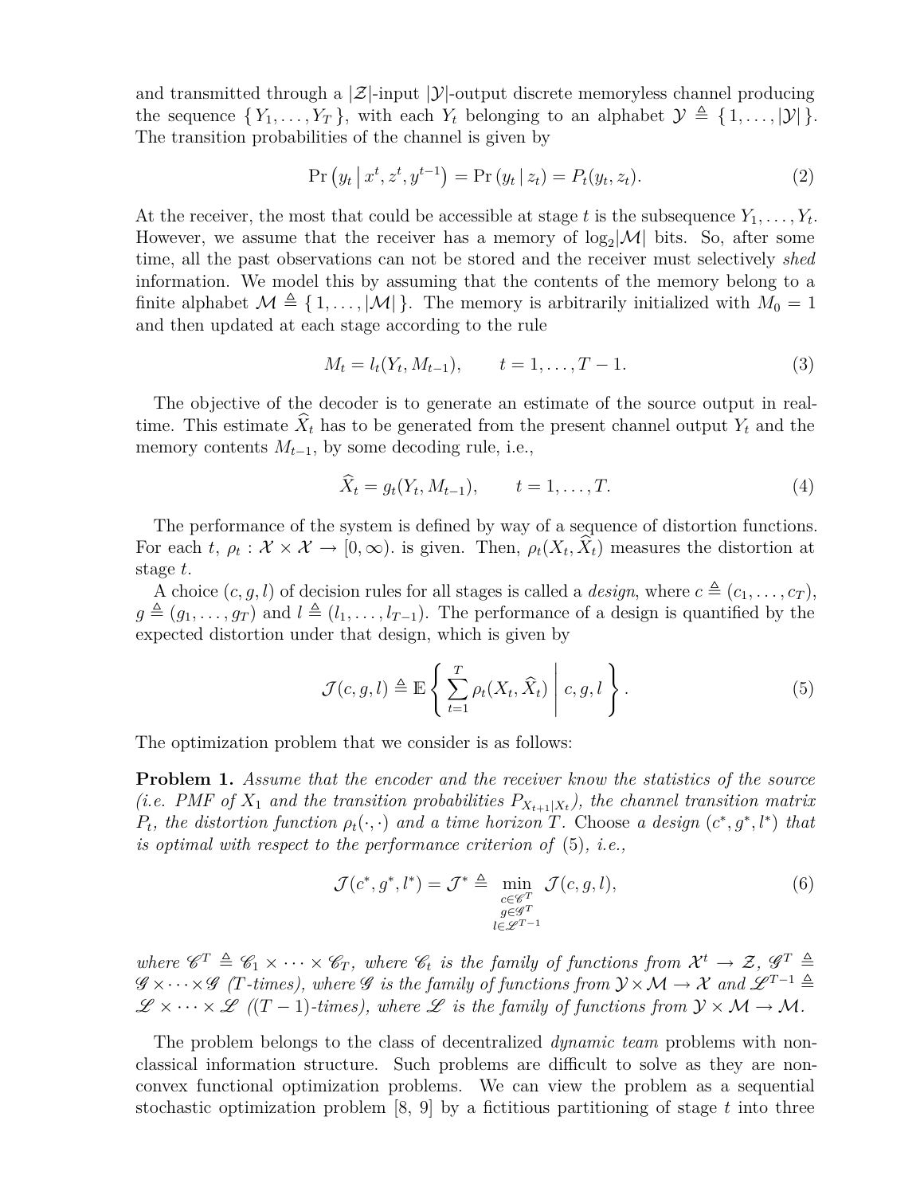and transmitted through a $|\mathcal{Z}|$-input $|\mathcal{Y}|$-output discrete memoryless channel producing the sequence $\{ Y_1, \dots, Y_T \}$, with each $Y_t$ belonging to an alphabet $\mathcal{Y} \triangleq \{ 1, \dots, |\mathcal{Y}| \}$. The transition probabilities of the channel is given by

$$\Pr\left(y_t \,\middle|\, x^t, z^t, y^{t-1}\right) = \Pr\left(y_t \,|\, z_t\right) = P_t(y_t, z_t). \tag{2}$$

At the receiver, the most that could be accessible at stage $t$ is the subsequence $Y_1, \dots, Y_t$. However, we assume that the receiver has a memory of $\log_2|\mathcal{M}|$ bits. So, after some time, all the past observations can not be stored and the receiver must selectively *shed* information. We model this by assuming that the contents of the memory belong to a finite alphabet $\mathcal{M} \triangleq \{ 1, \dots, |\mathcal{M}| \}$. The memory is arbitrarily initialized with $M_0 = 1$ and then updated at each stage according to the rule

$$M_t = l_t(Y_t, M_{t-1}), \qquad t = 1, \dots, T-1. \tag{3}$$

The objective of the decoder is to generate an estimate of the source output in real-time. This estimate $\widehat{X}_t$ has to be generated from the present channel output $Y_t$ and the memory contents $M_{t-1}$, by some decoding rule, i.e.,

$$\widehat{X}_t = g_t(Y_t, M_{t-1}), \qquad t = 1, \dots, T. \tag{4}$$

The performance of the system is defined by way of a sequence of distortion functions. For each $t$, $\rho_t : \mathcal{X} \times \mathcal{X} \to [0, \infty)$. is given. Then, $\rho_t(X_t, \widehat{X}_t)$ measures the distortion at stage $t$.

A choice $(c, g, l)$ of decision rules for all stages is called a *design*, where $c \triangleq (c_1, \dots, c_T)$, $g \triangleq (g_1, \dots, g_T)$ and $l \triangleq (l_1, \dots, l_{T-1})$. The performance of a design is quantified by the expected distortion under that design, which is given by

$$\mathcal{J}(c, g, l) \triangleq \mathbb{E}\left\{ \sum_{t=1}^{T} \rho_t(X_t, \widehat{X}_t) \,\middle|\, c, g, l \right\}. \tag{5}$$

The optimization problem that we consider is as follows:

**Problem 1.** *Assume that the encoder and the receiver know the statistics of the source (i.e. PMF of $X_1$ and the transition probabilities $P_{X_{t+1}|X_t}$), the channel transition matrix $P_t$, the distortion function $\rho_t(\cdot, \cdot)$ and a time horizon $T$.* Choose *a design $(c^*, g^*, l^*)$ that is optimal with respect to the performance criterion of* (5)*, i.e.,*

$$\mathcal{J}(c^*, g^*, l^*) = \mathcal{J}^* \triangleq \min_{\substack{c \in \mathscr{C}^T \\ g \in \mathscr{G}^T \\ l \in \mathscr{L}^{T-1}}} \mathcal{J}(c, g, l), \tag{6}$$

*where $\mathscr{C}^T \triangleq \mathscr{C}_1 \times \cdots \times \mathscr{C}_T$, where $\mathscr{C}_t$ is the family of functions from $\mathcal{X}^t \to \mathcal{Z}$, $\mathscr{G}^T \triangleq \mathscr{G} \times \cdots \times \mathscr{G}$ ($T$-times), where $\mathscr{G}$ is the family of functions from $\mathcal{Y} \times \mathcal{M} \to \mathcal{X}$ and $\mathscr{L}^{T-1} \triangleq \mathscr{L} \times \cdots \times \mathscr{L}$ ($(T-1)$-times), where $\mathscr{L}$ is the family of functions from $\mathcal{Y} \times \mathcal{M} \to \mathcal{M}$.*

The problem belongs to the class of decentralized *dynamic team* problems with non-classical information structure. Such problems are difficult to solve as they are non-convex functional optimization problems. We can view the problem as a sequential stochastic optimization problem [8, 9] by a fictitious partitioning of stage $t$ into three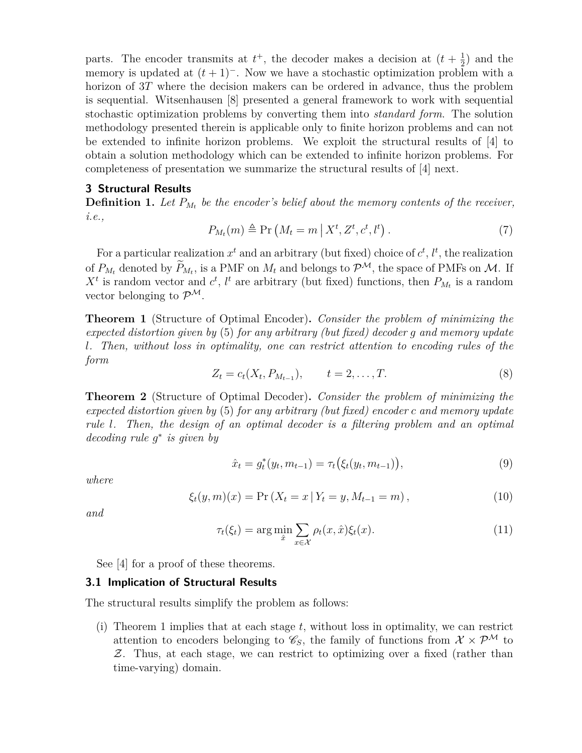parts. The encoder transmits at $t^+$, the decoder makes a decision at $(t+\frac{1}{2})$ and the memory is updated at $(t+1)^-$. Now we have a stochastic optimization problem with a horizon of $3T$ where the decision makers can be ordered in advance, thus the problem is sequential. Witsenhausen [8] presented a general framework to work with sequential stochastic optimization problems by converting them into *standard form*. The solution methodology presented therein is applicable only to finite horizon problems and can not be extended to infinite horizon problems. We exploit the structural results of [4] to obtain a solution methodology which can be extended to infinite horizon problems. For completeness of presentation we summarize the structural results of [4] next.

## 3 Structural Results

**Definition 1.** *Let $P_{M_t}$ be the encoder's belief about the memory contents of the receiver, i.e.,*

$$P_{M_t}(m) \triangleq \Pr\left(M_t = m \,\middle|\, X^t, Z^t, c^t, l^t\right). \tag{7}$$

For a particular realization $x^t$ and an arbitrary (but fixed) choice of $c^t$, $l^t$, the realization of $P_{M_t}$ denoted by $\widetilde{P}_{M_t}$, is a PMF on $M_t$ and belongs to $\mathcal{P}^{\mathcal{M}}$, the space of PMFs on $\mathcal{M}$. If $X^t$ is random vector and $c^t$, $l^t$ are arbitrary (but fixed) functions, then $P_{M_t}$ is a random vector belonging to $\mathcal{P}^{\mathcal{M}}$.

**Theorem 1** (Structure of Optimal Encoder)**.** *Consider the problem of minimizing the expected distortion given by* (5) *for any arbitrary (but fixed) decoder $g$ and memory update $l$. Then, without loss in optimality, one can restrict attention to encoding rules of the form*

$$Z_t = c_t(X_t, P_{M_{t-1}}), \qquad t = 2, \ldots, T. \tag{8}$$

**Theorem 2** (Structure of Optimal Decoder)**.** *Consider the problem of minimizing the expected distortion given by* (5) *for any arbitrary (but fixed) encoder $c$ and memory update rule $l$. Then, the design of an optimal decoder is a filtering problem and an optimal decoding rule $g^*$ is given by*

$$\hat{x}_t = g_t^*(y_t, m_{t-1}) = \tau_t\big(\xi_t(y_t, m_{t-1})\big), \tag{9}$$

*where*

$$\xi_t(y, m)(x) = \Pr\left(X_t = x \,|\, Y_t = y, M_{t-1} = m\right), \tag{10}$$

*and*

$$\tau_t(\xi_t) = \arg\min_{\hat{x}} \sum_{x \in \mathcal{X}} \rho_t(x, \hat{x}) \xi_t(x). \tag{11}$$

See [4] for a proof of these theorems.

### 3.1 Implication of Structural Results

The structural results simplify the problem as follows:

(i) Theorem 1 implies that at each stage $t$, without loss in optimality, we can restrict attention to encoders belonging to $\mathscr{C}_S$, the family of functions from $\mathcal{X} \times \mathcal{P}^{\mathcal{M}}$ to $\mathcal{Z}$. Thus, at each stage, we can restrict to optimizing over a fixed (rather than time-varying) domain.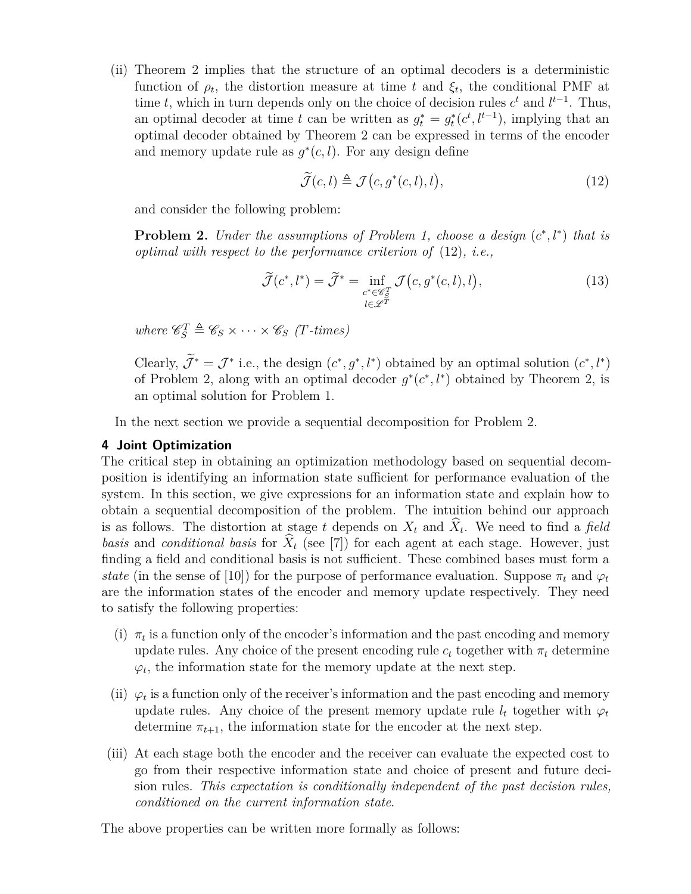(ii) Theorem 2 implies that the structure of an optimal decoders is a deterministic function of $\rho_t$, the distortion measure at time $t$ and $\xi_t$, the conditional PMF at time $t$, which in turn depends only on the choice of decision rules $c^t$ and $l^{t-1}$. Thus, an optimal decoder at time $t$ can be written as $g_t^* = g_t^*(c^t, l^{t-1})$, implying that an optimal decoder obtained by Theorem 2 can be expressed in terms of the encoder and memory update rule as $g^*(c, l)$. For any design define

$$\widetilde{\mathcal{J}}(c, l) \triangleq \mathcal{J}\big(c, g^*(c, l), l\big), \tag{12}$$

and consider the following problem:

**Problem 2.** *Under the assumptions of Problem 1, choose a design $(c^*, l^*)$ that is optimal with respect to the performance criterion of* (12)*, i.e.,*

$$\widetilde{\mathcal{J}}(c^*, l^*) = \widetilde{\mathcal{J}}^* = \inf_{\substack{c^* \in \mathscr{C}_S^T \\ l \in \mathscr{L}^T}} \mathcal{J}\big(c, g^*(c, l), l\big), \tag{13}$$

*where $\mathscr{C}_S^T \triangleq \mathscr{C}_S \times \cdots \times \mathscr{C}_S$ (T-times)*

Clearly, $\widetilde{\mathcal{J}}^* = \mathcal{J}^*$ i.e., the design $(c^*, g^*, l^*)$ obtained by an optimal solution $(c^*, l^*)$ of Problem 2, along with an optimal decoder $g^*(c^*, l^*)$ obtained by Theorem 2, is an optimal solution for Problem 1.

In the next section we provide a sequential decomposition for Problem 2.

## 4 Joint Optimization

The critical step in obtaining an optimization methodology based on sequential decomposition is identifying an information state sufficient for performance evaluation of the system. In this section, we give expressions for an information state and explain how to obtain a sequential decomposition of the problem. The intuition behind our approach is as follows. The distortion at stage $t$ depends on $X_t$ and $\widehat{X}_t$. We need to find a *field basis* and *conditional basis* for $\widehat{X}_t$ (see [7]) for each agent at each stage. However, just finding a field and conditional basis is not sufficient. These combined bases must form a *state* (in the sense of [10]) for the purpose of performance evaluation. Suppose $\pi_t$ and $\varphi_t$ are the information states of the encoder and memory update respectively. They need to satisfy the following properties:

(i) $\pi_t$ is a function only of the encoder's information and the past encoding and memory update rules. Any choice of the present encoding rule $c_t$ together with $\pi_t$ determine $\varphi_t$, the information state for the memory update at the next step.

(ii) $\varphi_t$ is a function only of the receiver's information and the past encoding and memory update rules. Any choice of the present memory update rule $l_t$ together with $\varphi_t$ determine $\pi_{t+1}$, the information state for the encoder at the next step.

(iii) At each stage both the encoder and the receiver can evaluate the expected cost to go from their respective information state and choice of present and future decision rules. *This expectation is conditionally independent of the past decision rules, conditioned on the current information state.*

The above properties can be written more formally as follows: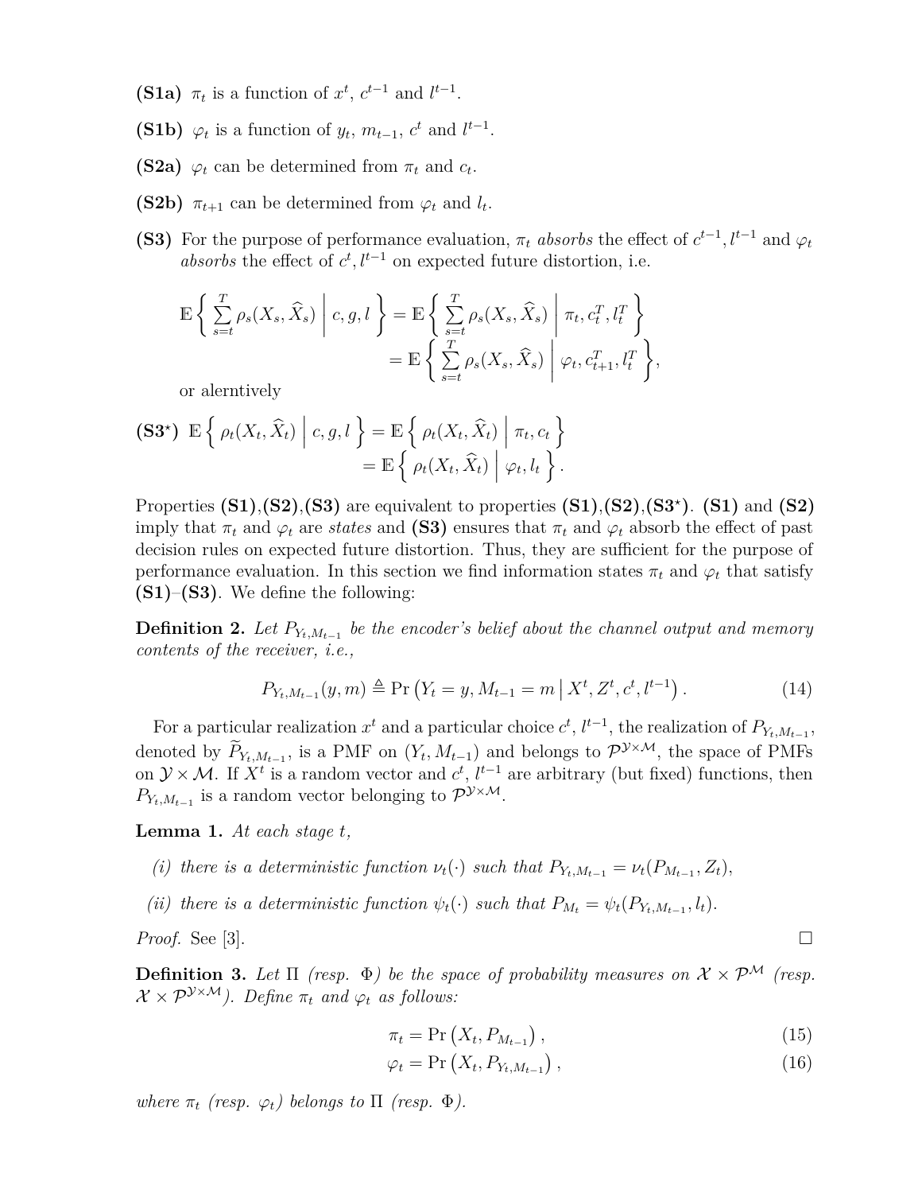**(S1a)** $\pi_t$ is a function of $x^t$, $c^{t-1}$ and $l^{t-1}$.

**(S1b)** $\varphi_t$ is a function of $y_t$, $m_{t-1}$, $c^t$ and $l^{t-1}$.

**(S2a)** $\varphi_t$ can be determined from $\pi_t$ and $c_t$.

**(S2b)** $\pi_{t+1}$ can be determined from $\varphi_t$ and $l_t$.

**(S3)** For the purpose of performance evaluation, $\pi_t$ *absorbs* the effect of $c^{t-1}, l^{t-1}$ and $\varphi_t$ *absorbs* the effect of $c^t, l^{t-1}$ on expected future distortion, i.e.

$$
\begin{aligned}
\mathbb{E}\left\{ \sum_{s=t}^{T} \rho_s(X_s, \widehat{X}_s) \,\middle|\, c, g, l \right\} &= \mathbb{E}\left\{ \sum_{s=t}^{T} \rho_s(X_s, \widehat{X}_s) \,\middle|\, \pi_t, c_t^T, l_t^T \right\} \\
&= \mathbb{E}\left\{ \sum_{s=t}^{T} \rho_s(X_s, \widehat{X}_s) \,\middle|\, \varphi_t, c_{t+1}^T, l_t^T \right\},
\end{aligned}
$$

or alerntively

**(S3*)**
$$
\begin{aligned}
\mathbb{E}\left\{ \rho_t(X_t, \widehat{X}_t) \,\middle|\, c, g, l \right\} &= \mathbb{E}\left\{ \rho_t(X_t, \widehat{X}_t) \,\middle|\, \pi_t, c_t \right\} \\
&= \mathbb{E}\left\{ \rho_t(X_t, \widehat{X}_t) \,\middle|\, \varphi_t, l_t \right\}.
\end{aligned}
$$

Properties **(S1)**,**(S2)**,**(S3)** are equivalent to properties **(S1)**,**(S2)**,**(S3*)**. **(S1)** and **(S2)** imply that $\pi_t$ and $\varphi_t$ are *states* and **(S3)** ensures that $\pi_t$ and $\varphi_t$ absorb the effect of past decision rules on expected future distortion. Thus, they are sufficient for the purpose of performance evaluation. In this section we find information states $\pi_t$ and $\varphi_t$ that satisfy **(S1)**–**(S3)**. We define the following:

**Definition 2.** *Let $P_{Y_t,M_{t-1}}$ be the encoder's belief about the channel output and memory contents of the receiver, i.e.,*

$$
P_{Y_t,M_{t-1}}(y,m) \triangleq \Pr\left(Y_t = y, M_{t-1} = m \,\middle|\, X^t, Z^t, c^t, l^{t-1}\right). \tag{14}
$$

For a particular realization $x^t$ and a particular choice $c^t$, $l^{t-1}$, the realization of $P_{Y_t,M_{t-1}}$, denoted by $\widetilde{P}_{Y_t,M_{t-1}}$, is a PMF on $(Y_t, M_{t-1})$ and belongs to $\mathcal{P}^{\mathcal{Y}\times\mathcal{M}}$, the space of PMFs on $\mathcal{Y}\times\mathcal{M}$. If $X^t$ is a random vector and $c^t$, $l^{t-1}$ are arbitrary (but fixed) functions, then $P_{Y_t,M_{t-1}}$ is a random vector belonging to $\mathcal{P}^{\mathcal{Y}\times\mathcal{M}}$.

**Lemma 1.** *At each stage $t$,*

*(i) there is a deterministic function $\nu_t(\cdot)$ such that $P_{Y_t,M_{t-1}} = \nu_t(P_{M_{t-1}}, Z_t)$,*

*(ii) there is a deterministic function $\psi_t(\cdot)$ such that $P_{M_t} = \psi_t(P_{Y_t,M_{t-1}}, l_t)$.*

*Proof.* See [3]. □

**Definition 3.** *Let $\Pi$ (resp. $\Phi$) be the space of probability measures on $\mathcal{X}\times\mathcal{P}^{\mathcal{M}}$ (resp. $\mathcal{X}\times\mathcal{P}^{\mathcal{Y}\times\mathcal{M}}$). Define $\pi_t$ and $\varphi_t$ as follows:*

$$
\pi_t = \Pr\left(X_t, P_{M_{t-1}}\right), \tag{15}
$$

$$
\varphi_t = \Pr\left(X_t, P_{Y_t,M_{t-1}}\right), \tag{16}
$$

*where $\pi_t$ (resp. $\varphi_t$) belongs to $\Pi$ (resp. $\Phi$).*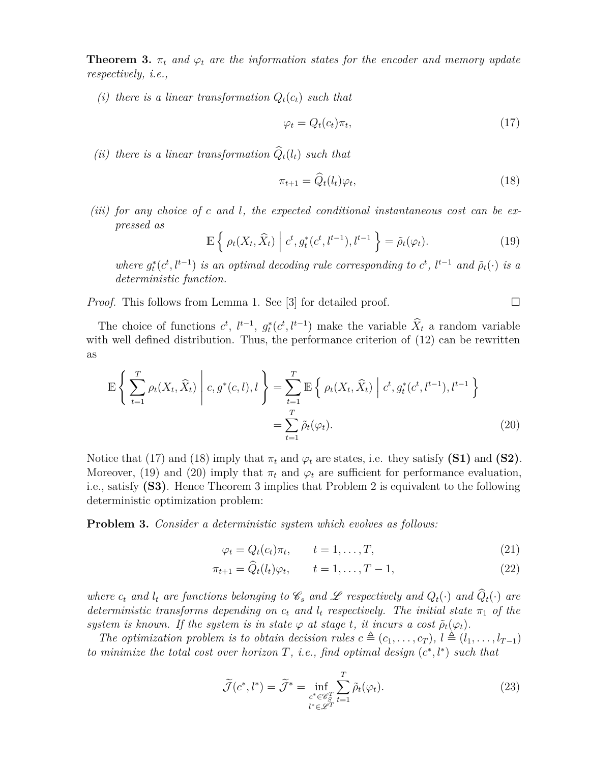**Theorem 3.** *$\pi_t$ and $\varphi_t$ are the information states for the encoder and memory update respectively, i.e.,*

*(i) there is a linear transformation $Q_t(c_t)$ such that*

$$\varphi_t = Q_t(c_t)\pi_t, \tag{17}$$

*(ii) there is a linear transformation $\widehat{Q}_t(l_t)$ such that*

$$\pi_{t+1} = \widehat{Q}_t(l_t)\varphi_t, \tag{18}$$

*(iii) for any choice of $c$ and $l$, the expected conditional instantaneous cost can be expressed as*

$$\mathbb{E}\left\{ \rho_t(X_t, \widehat{X}_t) \;\middle|\; c^t, g_t^*(c^t, l^{t-1}), l^{t-1} \right\} = \tilde{\rho}_t(\varphi_t). \tag{19}$$

*where $g_t^*(c^t, l^{t-1})$ is an optimal decoding rule corresponding to $c^t$, $l^{t-1}$ and $\tilde{\rho}_t(\cdot)$ is a deterministic function.*

*Proof.* This follows from Lemma 1. See [3] for detailed proof. □

The choice of functions $c^t$, $l^{t-1}$, $g_t^*(c^t, l^{t-1})$ make the variable $\widehat{X}_t$ a random variable with well defined distribution. Thus, the performance criterion of (12) can be rewritten as

$$\begin{aligned}\mathbb{E}\left\{ \sum_{t=1}^{T} \rho_t(X_t, \widehat{X}_t) \;\middle|\; c, g^*(c, l), l \right\} &= \sum_{t=1}^{T} \mathbb{E}\left\{ \rho_t(X_t, \widehat{X}_t) \;\middle|\; c^t, g_t^*(c^t, l^{t-1}), l^{t-1} \right\} \\ &= \sum_{t=1}^{T} \tilde{\rho}_t(\varphi_t).\end{aligned} \tag{20}$$

Notice that (17) and (18) imply that $\pi_t$ and $\varphi_t$ are states, i.e. they satisfy **(S1)** and **(S2)**. Moreover, (19) and (20) imply that $\pi_t$ and $\varphi_t$ are sufficient for performance evaluation, i.e., satisfy **(S3)**. Hence Theorem 3 implies that Problem 2 is equivalent to the following deterministic optimization problem:

**Problem 3.** *Consider a deterministic system which evolves as follows:*

$$\varphi_t = Q_t(c_t)\pi_t, \qquad t = 1, \ldots, T, \tag{21}$$

$$\pi_{t+1} = \widehat{Q}_t(l_t)\varphi_t, \qquad t = 1, \ldots, T-1, \tag{22}$$

*where $c_t$ and $l_t$ are functions belonging to $\mathscr{C}_s$ and $\mathscr{L}$ respectively and $Q_t(\cdot)$ and $\widehat{Q}_t(\cdot)$ are deterministic transforms depending on $c_t$ and $l_t$ respectively. The initial state $\pi_1$ of the system is known. If the system is in state $\varphi$ at stage $t$, it incurs a cost $\tilde{\rho}_t(\varphi_t)$.*

*The optimization problem is to obtain decision rules $c \triangleq (c_1, \ldots, c_T)$, $l \triangleq (l_1, \ldots, l_{T-1})$ to minimize the total cost over horizon $T$, i.e., find optimal design $(c^*, l^*)$ such that*

$$\widetilde{\mathcal{J}}(c^*, l^*) = \widetilde{\mathcal{J}}^* = \inf_{\substack{c^* \in \mathscr{C}_S^T \\ l^* \in \mathscr{L}^T}} \sum_{t=1}^{T} \tilde{\rho}_t(\varphi_t). \tag{23}$$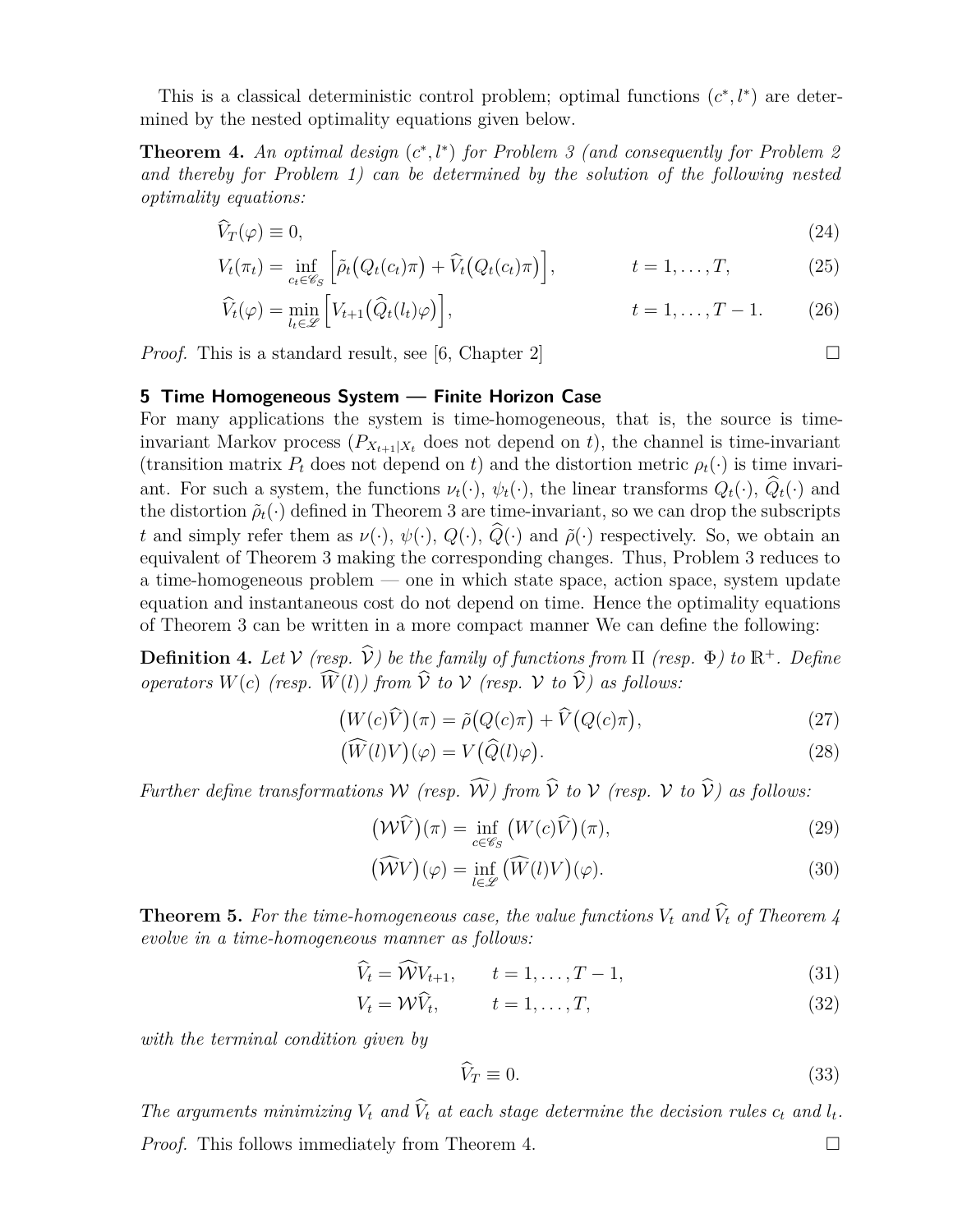This is a classical deterministic control problem; optimal functions $(c^*, l^*)$ are determined by the nested optimality equations given below.

**Theorem 4.** *An optimal design $(c^*, l^*)$ for Problem 3 (and consequently for Problem 2 and thereby for Problem 1) can be determined by the solution of the following nested optimality equations:*

$$\widehat{V}_T(\varphi) \equiv 0, \tag{24}$$

$$V_t(\pi_t) = \inf_{c_t \in \mathscr{C}_S} \Big[\tilde{\rho}_t\big(Q_t(c_t)\pi\big) + \widehat{V}_t\big(Q_t(c_t)\pi\big)\Big], \qquad t = 1, \dots, T, \tag{25}$$

$$\widehat{V}_t(\varphi) = \min_{l_t \in \mathscr{L}} \Big[V_{t+1}\big(\widehat{Q}_t(l_t)\varphi\big)\Big], \qquad t = 1, \dots, T-1. \tag{26}$$

*Proof.* This is a standard result, see [6, Chapter 2] □

## 5 Time Homogeneous System — Finite Horizon Case

For many applications the system is time-homogeneous, that is, the source is time-invariant Markov process ($P_{X_{t+1}|X_t}$ does not depend on $t$), the channel is time-invariant (transition matrix $P_t$ does not depend on $t$) and the distortion metric $\rho_t(\cdot)$ is time invariant. For such a system, the functions $\nu_t(\cdot)$, $\psi_t(\cdot)$, the linear transforms $Q_t(\cdot)$, $\widehat{Q}_t(\cdot)$ and the distortion $\tilde{\rho}_t(\cdot)$ defined in Theorem 3 are time-invariant, so we can drop the subscripts $t$ and simply refer them as $\nu(\cdot)$, $\psi(\cdot)$, $Q(\cdot)$, $\widehat{Q}(\cdot)$ and $\tilde{\rho}(\cdot)$ respectively. So, we obtain an equivalent of Theorem 3 making the corresponding changes. Thus, Problem 3 reduces to a time-homogeneous problem — one in which state space, action space, system update equation and instantaneous cost do not depend on time. Hence the optimality equations of Theorem 3 can be written in a more compact manner We can define the following:

**Definition 4.** *Let $\mathcal{V}$ (resp. $\widehat{\mathcal{V}}$) be the family of functions from $\Pi$ (resp. $\Phi$) to $\mathbb{R}^+$. Define operators $W(c)$ (resp. $\widehat{W}(l)$) from $\widehat{\mathcal{V}}$ to $\mathcal{V}$ (resp. $\mathcal{V}$ to $\widehat{\mathcal{V}}$) as follows:*

$$\big(W(c)\widehat{V}\big)(\pi) = \tilde{\rho}\big(Q(c)\pi\big) + \widehat{V}\big(Q(c)\pi\big), \tag{27}$$

$$\big(\widehat{W}(l)V\big)(\varphi) = V\big(\widehat{Q}(l)\varphi\big). \tag{28}$$

*Further define transformations $\mathcal{W}$ (resp. $\widehat{\mathcal{W}}$) from $\widehat{\mathcal{V}}$ to $\mathcal{V}$ (resp. $\mathcal{V}$ to $\widehat{\mathcal{V}}$) as follows:*

$$\big(\mathcal{W}\widehat{V}\big)(\pi) = \inf_{c \in \mathscr{C}_S} \big(W(c)\widehat{V}\big)(\pi), \tag{29}$$

$$\big(\widehat{\mathcal{W}}V\big)(\varphi) = \inf_{l \in \mathscr{L}} \big(\widehat{W}(l)V\big)(\varphi). \tag{30}$$

**Theorem 5.** *For the time-homogeneous case, the value functions $V_t$ and $\widehat{V}_t$ of Theorem 4 evolve in a time-homogeneous manner as follows:*

$$\widehat{V}_t = \widehat{\mathcal{W}}V_{t+1}, \qquad t = 1, \dots, T-1, \tag{31}$$

$$V_t = \mathcal{W}\widehat{V}_t, \qquad t = 1, \dots, T, \tag{32}$$

*with the terminal condition given by*

$$\widehat{V}_T \equiv 0. \tag{33}$$

*The arguments minimizing $V_t$ and $\widehat{V}_t$ at each stage determine the decision rules $c_t$ and $l_t$.*

*Proof.* This follows immediately from Theorem 4. □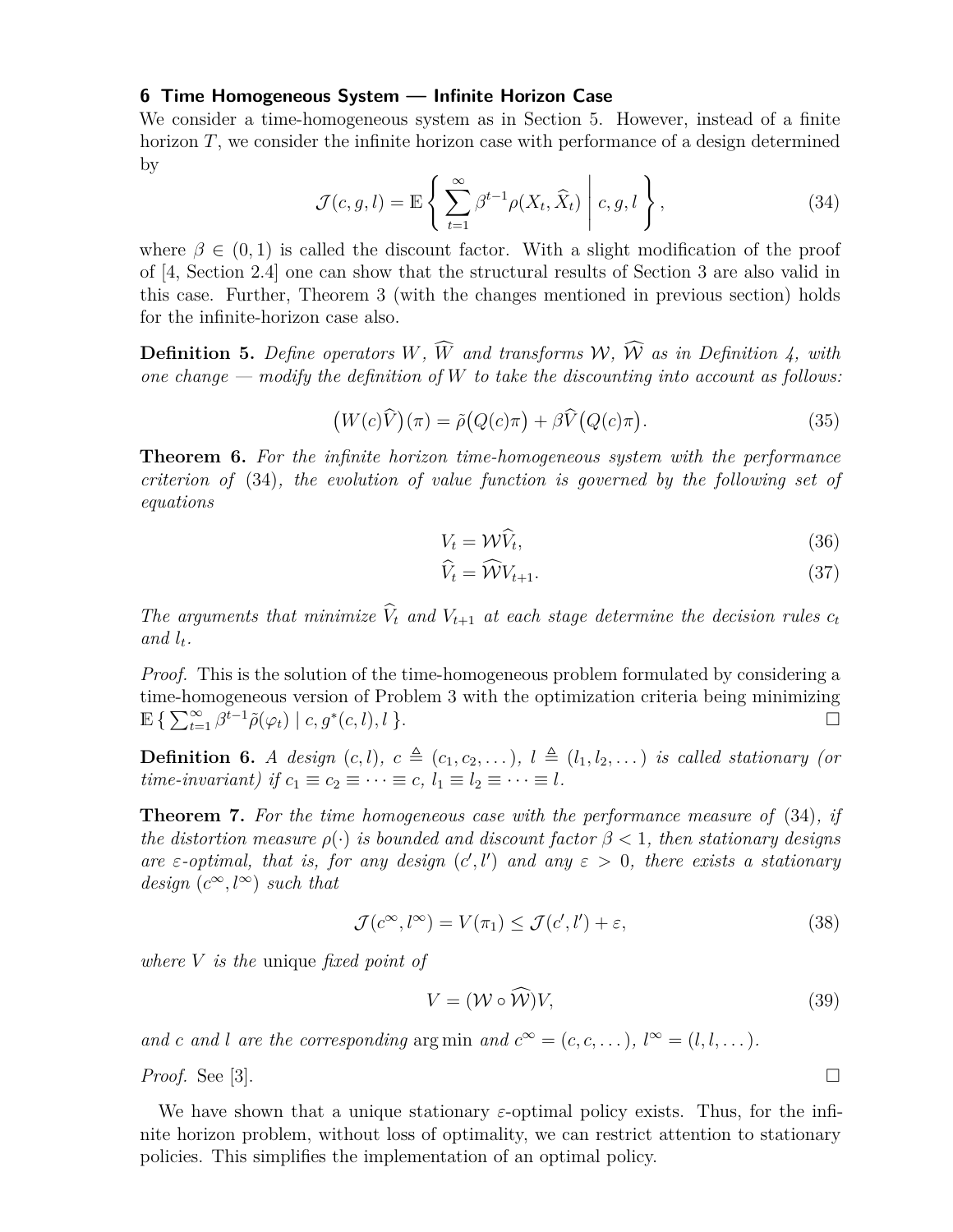## 6 Time Homogeneous System — Infinite Horizon Case

We consider a time-homogeneous system as in Section 5. However, instead of a finite horizon $T$, we consider the infinite horizon case with performance of a design determined by

$$\mathcal{J}(c, g, l) = \mathbb{E}\left\{ \sum_{t=1}^{\infty} \beta^{t-1} \rho(X_t, \widehat{X}_t) \,\middle|\, c, g, l \right\}, \tag{34}$$

where $\beta \in (0, 1)$ is called the discount factor. With a slight modification of the proof of [4, Section 2.4] one can show that the structural results of Section 3 are also valid in this case. Further, Theorem 3 (with the changes mentioned in previous section) holds for the infinite-horizon case also.

**Definition 5.** *Define operators $W$, $\widehat{W}$ and transforms $\mathcal{W}$, $\widehat{\mathcal{W}}$ as in Definition 4, with one change — modify the definition of $W$ to take the discounting into account as follows:*

$$\big(W(c)\widehat{V}\big)(\pi) = \tilde{\rho}\big(Q(c)\pi\big) + \beta \widehat{V}\big(Q(c)\pi\big). \tag{35}$$

**Theorem 6.** *For the infinite horizon time-homogeneous system with the performance criterion of (34), the evolution of value function is governed by the following set of equations*

$$V_t = \mathcal{W}\widehat{V}_t, \tag{36}$$

$$\widehat{V}_t = \widehat{\mathcal{W}} V_{t+1}. \tag{37}$$

*The arguments that minimize $\widehat{V}_t$ and $V_{t+1}$ at each stage determine the decision rules $c_t$ and $l_t$.*

*Proof.* This is the solution of the time-homogeneous problem formulated by considering a time-homogeneous version of Problem 3 with the optimization criteria being minimizing $\mathbb{E}\left\{ \sum_{t=1}^{\infty} \beta^{t-1} \tilde{\rho}(\varphi_t) \mid c, g^*(c,l), l \right\}$. □

**Definition 6.** *A design $(c, l)$, $c \triangleq (c_1, c_2, \dots)$, $l \triangleq (l_1, l_2, \dots)$ is called stationary (or time-invariant) if $c_1 \equiv c_2 \equiv \cdots \equiv c$, $l_1 \equiv l_2 \equiv \cdots \equiv l$.*

**Theorem 7.** *For the time homogeneous case with the performance measure of (34), if the distortion measure $\rho(\cdot)$ is bounded and discount factor $\beta < 1$, then stationary designs are $\varepsilon$-optimal, that is, for any design $(c', l')$ and any $\varepsilon > 0$, there exists a stationary design $(c^\infty, l^\infty)$ such that*

$$\mathcal{J}(c^\infty, l^\infty) = V(\pi_1) \leq \mathcal{J}(c', l') + \varepsilon, \tag{38}$$

*where $V$ is the* unique *fixed point of*

$$V = (\mathcal{W} \circ \widehat{\mathcal{W}})V, \tag{39}$$

*and $c$ and $l$ are the corresponding* arg min *and $c^\infty = (c, c, \dots)$, $l^\infty = (l, l, \dots)$.*

*Proof.* See [3]. □

We have shown that a unique stationary $\varepsilon$-optimal policy exists. Thus, for the infinite horizon problem, without loss of optimality, we can restrict attention to stationary policies. This simplifies the implementation of an optimal policy.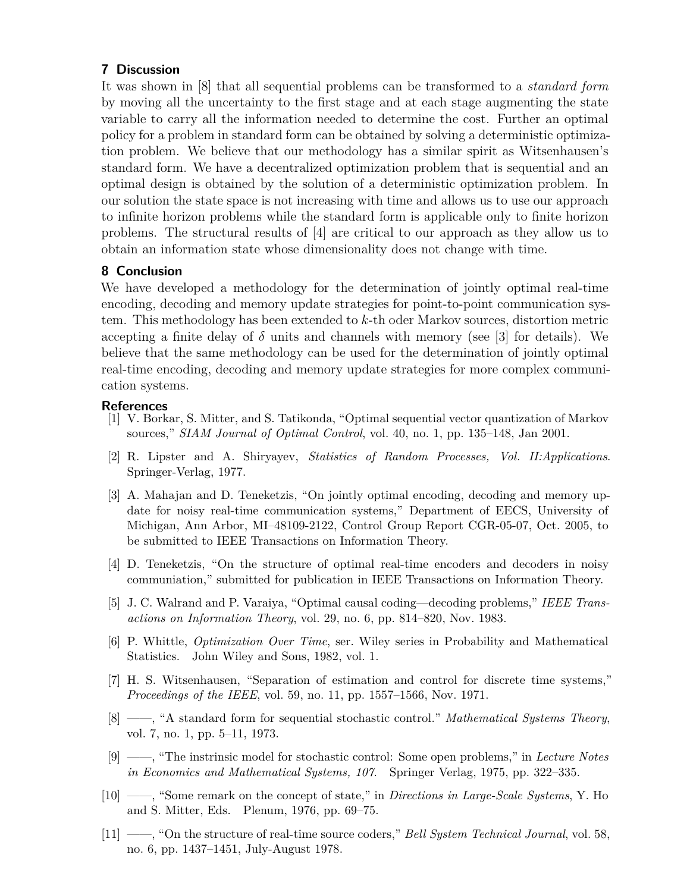## 7 Discussion

It was shown in [8] that all sequential problems can be transformed to a *standard form* by moving all the uncertainty to the first stage and at each stage augmenting the state variable to carry all the information needed to determine the cost. Further an optimal policy for a problem in standard form can be obtained by solving a deterministic optimization problem. We believe that our methodology has a similar spirit as Witsenhausen's standard form. We have a decentralized optimization problem that is sequential and an optimal design is obtained by the solution of a deterministic optimization problem. In our solution the state space is not increasing with time and allows us to use our approach to infinite horizon problems while the standard form is applicable only to finite horizon problems. The structural results of [4] are critical to our approach as they allow us to obtain an information state whose dimensionality does not change with time.

## 8 Conclusion

We have developed a methodology for the determination of jointly optimal real-time encoding, decoding and memory update strategies for point-to-point communication system. This methodology has been extended to $k$-th oder Markov sources, distortion metric accepting a finite delay of $\delta$ units and channels with memory (see [3] for details). We believe that the same methodology can be used for the determination of jointly optimal real-time encoding, decoding and memory update strategies for more complex communication systems.

## References

[1] V. Borkar, S. Mitter, and S. Tatikonda, "Optimal sequential vector quantization of Markov sources," *SIAM Journal of Optimal Control*, vol. 40, no. 1, pp. 135–148, Jan 2001.

[2] R. Lipster and A. Shiryayev, *Statistics of Random Processes, Vol. II:Applications*. Springer-Verlag, 1977.

[3] A. Mahajan and D. Teneketzis, "On jointly optimal encoding, decoding and memory update for noisy real-time communication systems," Department of EECS, University of Michigan, Ann Arbor, MI–48109-2122, Control Group Report CGR-05-07, Oct. 2005, to be submitted to IEEE Transactions on Information Theory.

[4] D. Teneketzis, "On the structure of optimal real-time encoders and decoders in noisy communiation," submitted for publication in IEEE Transactions on Information Theory.

[5] J. C. Walrand and P. Varaiya, "Optimal causal coding—decoding problems," *IEEE Transactions on Information Theory*, vol. 29, no. 6, pp. 814–820, Nov. 1983.

[6] P. Whittle, *Optimization Over Time*, ser. Wiley series in Probability and Mathematical Statistics. John Wiley and Sons, 1982, vol. 1.

[7] H. S. Witsenhausen, "Separation of estimation and control for discrete time systems," *Proceedings of the IEEE*, vol. 59, no. 11, pp. 1557–1566, Nov. 1971.

[8] ——, "A standard form for sequential stochastic control." *Mathematical Systems Theory*, vol. 7, no. 1, pp. 5–11, 1973.

[9] ——, "The instrinsic model for stochastic control: Some open problems," in *Lecture Notes in Economics and Mathematical Systems, 107*. Springer Verlag, 1975, pp. 322–335.

[10] ——, "Some remark on the concept of state," in *Directions in Large-Scale Systems*, Y. Ho and S. Mitter, Eds. Plenum, 1976, pp. 69–75.

[11] ——, "On the structure of real-time source coders," *Bell System Technical Journal*, vol. 58, no. 6, pp. 1437–1451, July-August 1978.